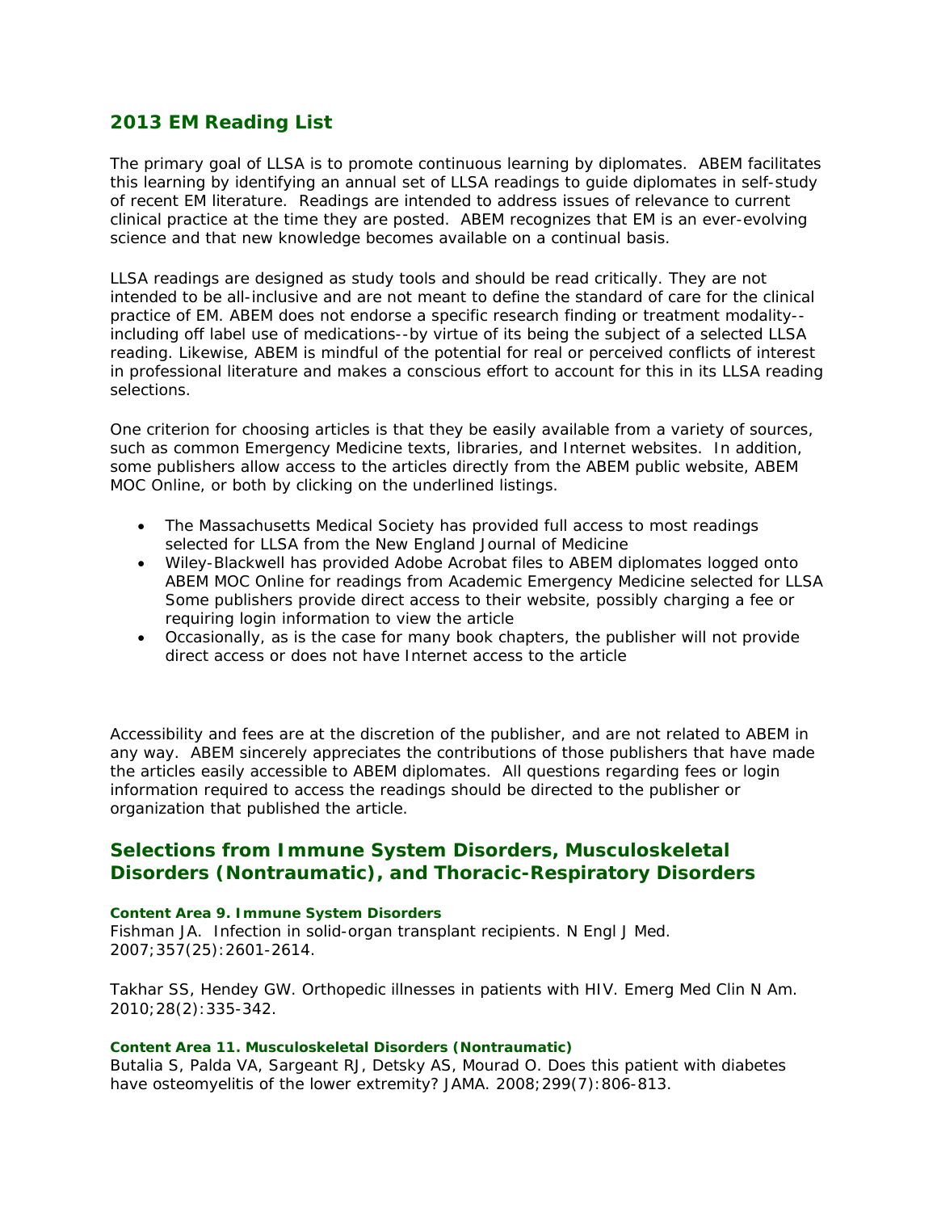## 2013 EM Reading List

The primary goal of LLSA is to promote continuous learning by diplomates. ABEM facilitates this learning by identifying an annual set of LLSA readings to guide diplomates in self-study of recent EM literature. Readings are intended to address issues of relevance to current clinical practice at the time they are posted. ABEM recognizes that EM is an ever-evolving science and that new knowledge becomes available on a continual basis.

LLSA readings are designed as study tools and should be read critically. They are not intended to be all-inclusive and are not meant to define the standard of care for the clinical practice of EM. ABEM does not endorse a specific research finding or treatment modality--including off label use of medications--by virtue of its being the subject of a selected LLSA reading. Likewise, ABEM is mindful of the potential for real or perceived conflicts of interest in professional literature and makes a conscious effort to account for this in its LLSA reading selections.

One criterion for choosing articles is that they be easily available from a variety of sources, such as common Emergency Medicine texts, libraries, and Internet websites. In addition, some publishers allow access to the articles directly from the ABEM public website, ABEM MOC Online, or both by clicking on the underlined listings.

- The Massachusetts Medical Society has provided full access to most readings selected for LLSA from the New England Journal of Medicine
- Wiley-Blackwell has provided Adobe Acrobat files to ABEM diplomates logged onto ABEM MOC Online for readings from Academic Emergency Medicine selected for LLSA Some publishers provide direct access to their website, possibly charging a fee or requiring login information to view the article
- Occasionally, as is the case for many book chapters, the publisher will not provide direct access or does not have Internet access to the article

Accessibility and fees are at the discretion of the publisher, and are not related to ABEM in any way. ABEM sincerely appreciates the contributions of those publishers that have made the articles easily accessible to ABEM diplomates. All questions regarding fees or login information required to access the readings should be directed to the publisher or organization that published the article.

## Selections from Immune System Disorders, Musculoskeletal Disorders (Nontraumatic), and Thoracic-Respiratory Disorders

#### Content Area 9. Immune System Disorders

Fishman JA. Infection in solid-organ transplant recipients. N Engl J Med. 2007;357(25):2601-2614.

Takhar SS, Hendey GW. Orthopedic illnesses in patients with HIV. Emerg Med Clin N Am. 2010;28(2):335-342.

#### Content Area 11. Musculoskeletal Disorders (Nontraumatic)

Butalia S, Palda VA, Sargeant RJ, Detsky AS, Mourad O. Does this patient with diabetes have osteomyelitis of the lower extremity? JAMA. 2008;299(7):806-813.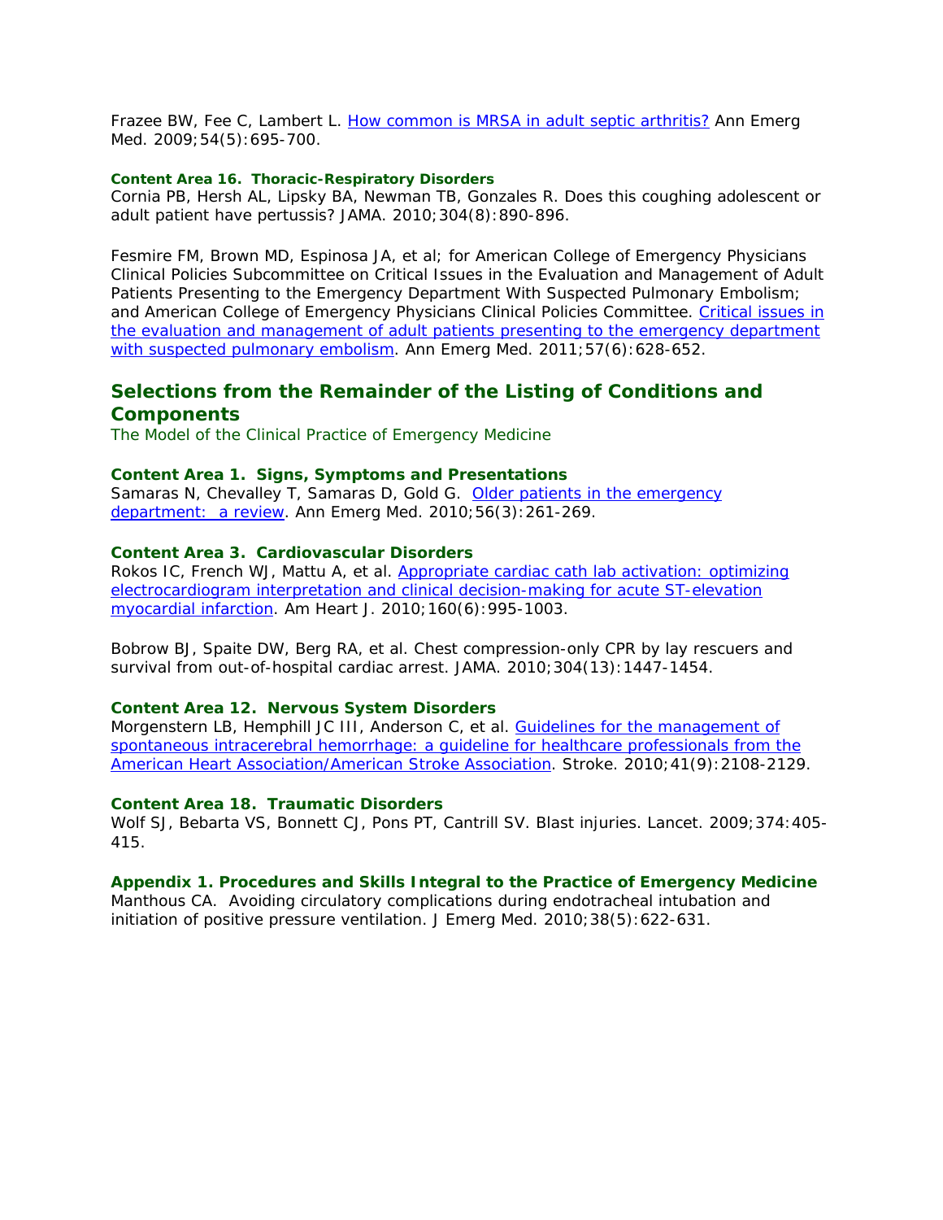Frazee BW, Fee C, Lambert L. How common is MRSA in adult septic arthritis? Ann Emerg Med. 2009;54(5):695-700.

#### Content Area 16. Thoracic-Respiratory Disorders

Cornia PB, Hersh AL, Lipsky BA, Newman TB, Gonzales R. Does this coughing adolescent or adult patient have pertussis? JAMA. 2010;304(8):890-896.

Fesmire FM, Brown MD, Espinosa JA, et al; for American College of Emergency Physicians Clinical Policies Subcommittee on Critical Issues in the Evaluation and Management of Adult Patients Presenting to the Emergency Department With Suspected Pulmonary Embolism; and American College of Emergency Physicians Clinical Policies Committee. Critical issues in the evaluation and management of adult patients presenting to the emergency department with suspected pulmonary embolism. Ann Emerg Med. 2011;57(6):628-652.

## Selections from the Remainder of the Listing of Conditions and Components

The Model of the Clinical Practice of Emergency Medicine

#### Content Area 1. Signs, Symptoms and Presentations

Samaras N, Chevalley T, Samaras D, Gold G. Older patients in the emergency department: a review. Ann Emerg Med. 2010;56(3):261-269.

#### Content Area 3. Cardiovascular Disorders

Rokos IC, French WJ, Mattu A, et al. Appropriate cardiac cath lab activation: optimizing electrocardiogram interpretation and clinical decision-making for acute ST-elevation myocardial infarction. Am Heart J. 2010;160(6):995-1003.

Bobrow BJ, Spaite DW, Berg RA, et al. Chest compression-only CPR by lay rescuers and survival from out-of-hospital cardiac arrest. JAMA. 2010;304(13):1447-1454.

#### Content Area 12. Nervous System Disorders

Morgenstern LB, Hemphill JC III, Anderson C, et al. Guidelines for the management of spontaneous intracerebral hemorrhage: a guideline for healthcare professionals from the American Heart Association/American Stroke Association. Stroke. 2010;41(9):2108-2129.

#### Content Area 18. Traumatic Disorders

Wolf SJ, Bebarta VS, Bonnett CJ, Pons PT, Cantrill SV. Blast injuries. Lancet. 2009;374:405-415.

#### Appendix 1. Procedures and Skills Integral to the Practice of Emergency Medicine

Manthous CA. Avoiding circulatory complications during endotracheal intubation and initiation of positive pressure ventilation. J Emerg Med. 2010;38(5):622-631.